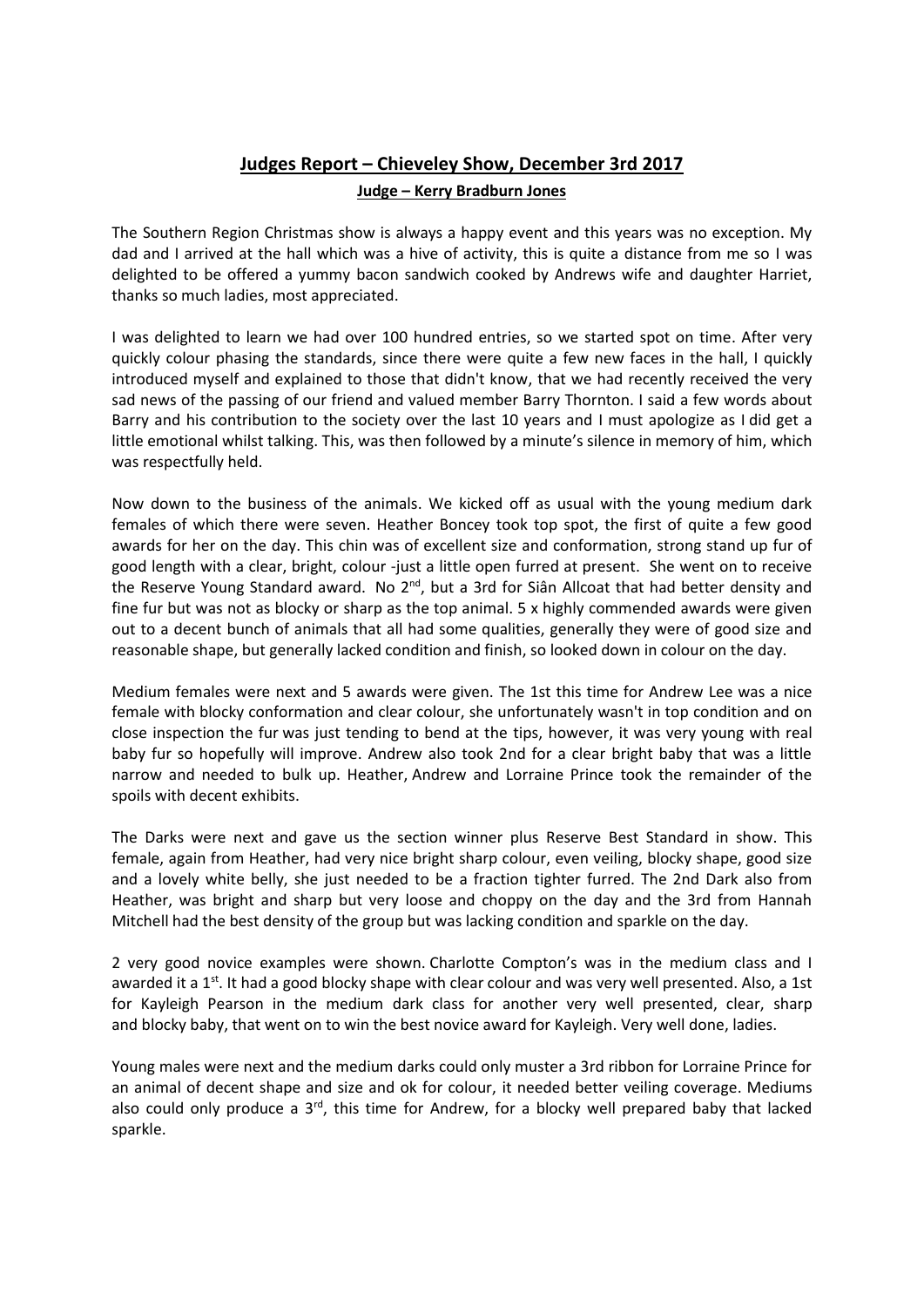# Judges Report – Chieveley Show, December 3rd 2017

## Judge – Kerry Bradburn Jones

The Southern Region Christmas show is always a happy event and this years was no exception. My dad and I arrived at the hall which was a hive of activity, this is quite a distance from me so I was delighted to be offered a yummy bacon sandwich cooked by Andrews wife and daughter Harriet, thanks so much ladies, most appreciated.

I was delighted to learn we had over 100 hundred entries, so we started spot on time. After very quickly colour phasing the standards, since there were quite a few new faces in the hall, I quickly introduced myself and explained to those that didn't know, that we had recently received the very sad news of the passing of our friend and valued member Barry Thornton. I said a few words about Barry and his contribution to the society over the last 10 years and I must apologize as I did get a little emotional whilst talking. This, was then followed by a minute's silence in memory of him, which was respectfully held.

Now down to the business of the animals. We kicked off as usual with the young medium dark females of which there were seven. Heather Boncey took top spot, the first of quite a few good awards for her on the day. This chin was of excellent size and conformation, strong stand up fur of good length with a clear, bright, colour -just a little open furred at present. She went on to receive the Reserve Young Standard award. No 2nd, but a 3rd for Siân Allcoat that had better density and fine fur but was not as blocky or sharp as the top animal. 5 x highly commended awards were given out to a decent bunch of animals that all had some qualities, generally they were of good size and reasonable shape, but generally lacked condition and finish, so looked down in colour on the day.

Medium females were next and 5 awards were given. The 1st this time for Andrew Lee was a nice female with blocky conformation and clear colour, she unfortunately wasn't in top condition and on close inspection the fur was just tending to bend at the tips, however, it was very young with real baby fur so hopefully will improve. Andrew also took 2nd for a clear bright baby that was a little narrow and needed to bulk up. Heather, Andrew and Lorraine Prince took the remainder of the spoils with decent exhibits.

The Darks were next and gave us the section winner plus Reserve Best Standard in show. This female, again from Heather, had very nice bright sharp colour, even veiling, blocky shape, good size and a lovely white belly, she just needed to be a fraction tighter furred. The 2nd Dark also from Heather, was bright and sharp but very loose and choppy on the day and the 3rd from Hannah Mitchell had the best density of the group but was lacking condition and sparkle on the day.

2 very good novice examples were shown. Charlotte Compton's was in the medium class and I awarded it a 1st. It had a good blocky shape with clear colour and was very well presented. Also, a 1st for Kayleigh Pearson in the medium dark class for another very well presented, clear, sharp and blocky baby, that went on to win the best novice award for Kayleigh. Very well done, ladies.

Young males were next and the medium darks could only muster a 3rd ribbon for Lorraine Prince for an animal of decent shape and size and ok for colour, it needed better veiling coverage. Mediums also could only produce a 3rd, this time for Andrew, for a blocky well prepared baby that lacked sparkle.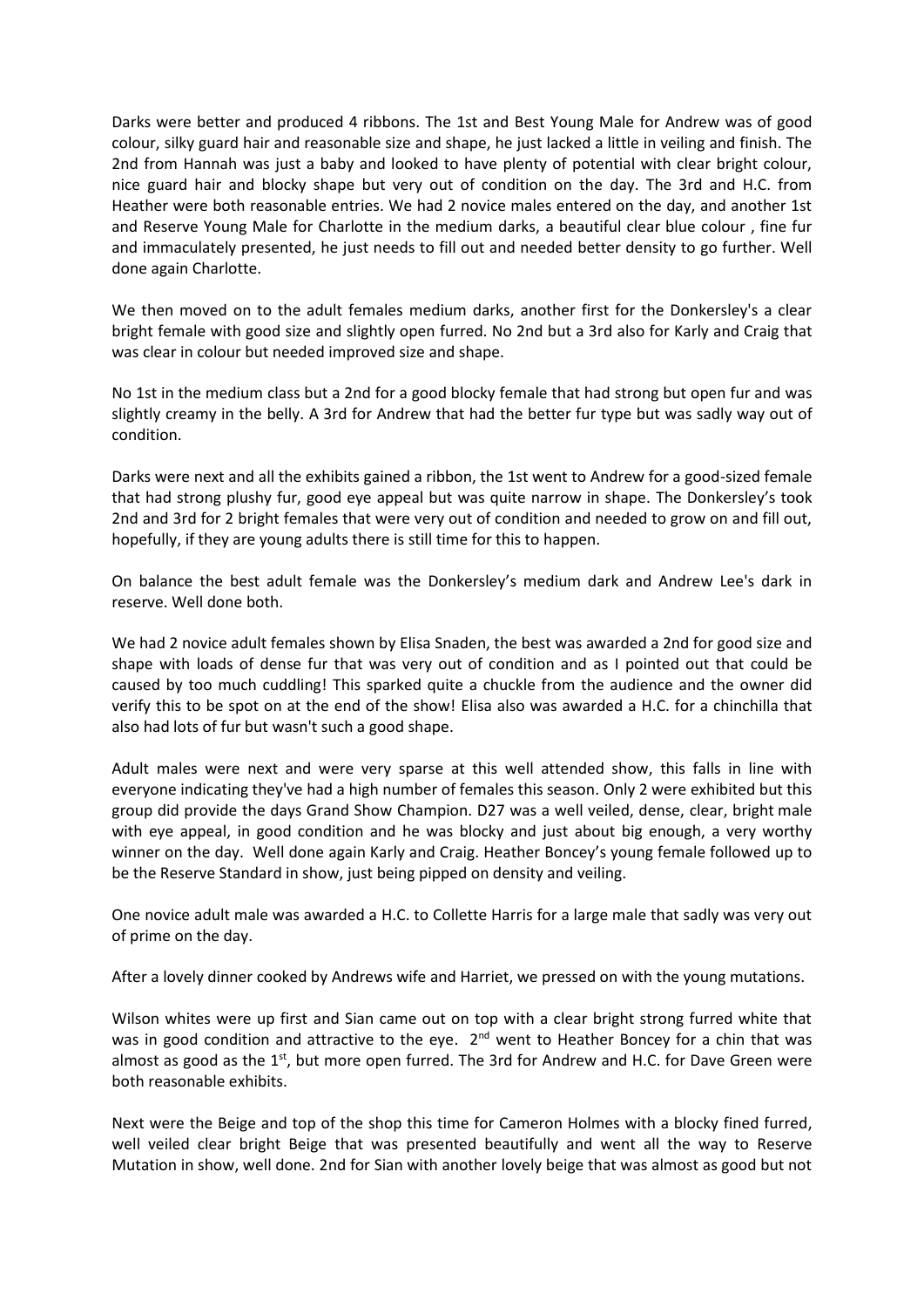Darks were better and produced 4 ribbons. The 1st and Best Young Male for Andrew was of good colour, silky guard hair and reasonable size and shape, he just lacked a little in veiling and finish. The 2nd from Hannah was just a baby and looked to have plenty of potential with clear bright colour, nice guard hair and blocky shape but very out of condition on the day. The 3rd and H.C. from Heather were both reasonable entries. We had 2 novice males entered on the day, and another 1st and Reserve Young Male for Charlotte in the medium darks, a beautiful clear blue colour , fine fur and immaculately presented, he just needs to fill out and needed better density to go further. Well done again Charlotte.

We then moved on to the adult females medium darks, another first for the Donkersley's a clear bright female with good size and slightly open furred. No 2nd but a 3rd also for Karly and Craig that was clear in colour but needed improved size and shape.

No 1st in the medium class but a 2nd for a good blocky female that had strong but open fur and was slightly creamy in the belly. A 3rd for Andrew that had the better fur type but was sadly way out of condition.

Darks were next and all the exhibits gained a ribbon, the 1st went to Andrew for a good-sized female that had strong plushy fur, good eye appeal but was quite narrow in shape. The Donkersley's took 2nd and 3rd for 2 bright females that were very out of condition and needed to grow on and fill out, hopefully, if they are young adults there is still time for this to happen.

On balance the best adult female was the Donkersley's medium dark and Andrew Lee's dark in reserve. Well done both.

We had 2 novice adult females shown by Elisa Snaden, the best was awarded a 2nd for good size and shape with loads of dense fur that was very out of condition and as I pointed out that could be caused by too much cuddling! This sparked quite a chuckle from the audience and the owner did verify this to be spot on at the end of the show! Elisa also was awarded a H.C. for a chinchilla that also had lots of fur but wasn't such a good shape.

Adult males were next and were very sparse at this well attended show, this falls in line with everyone indicating they've had a high number of females this season. Only 2 were exhibited but this group did provide the days Grand Show Champion. D27 was a well veiled, dense, clear, bright male with eye appeal, in good condition and he was blocky and just about big enough, a very worthy winner on the day. Well done again Karly and Craig. Heather Boncey's young female followed up to be the Reserve Standard in show, just being pipped on density and veiling.

One novice adult male was awarded a H.C. to Collette Harris for a large male that sadly was very out of prime on the day.

After a lovely dinner cooked by Andrews wife and Harriet, we pressed on with the young mutations.

Wilson whites were up first and Sian came out on top with a clear bright strong furred white that was in good condition and attractive to the eye. 2nd went to Heather Boncey for a chin that was almost as good as the 1st, but more open furred. The 3rd for Andrew and H.C. for Dave Green were both reasonable exhibits.

Next were the Beige and top of the shop this time for Cameron Holmes with a blocky fined furred, well veiled clear bright Beige that was presented beautifully and went all the way to Reserve Mutation in show, well done. 2nd for Sian with another lovely beige that was almost as good but not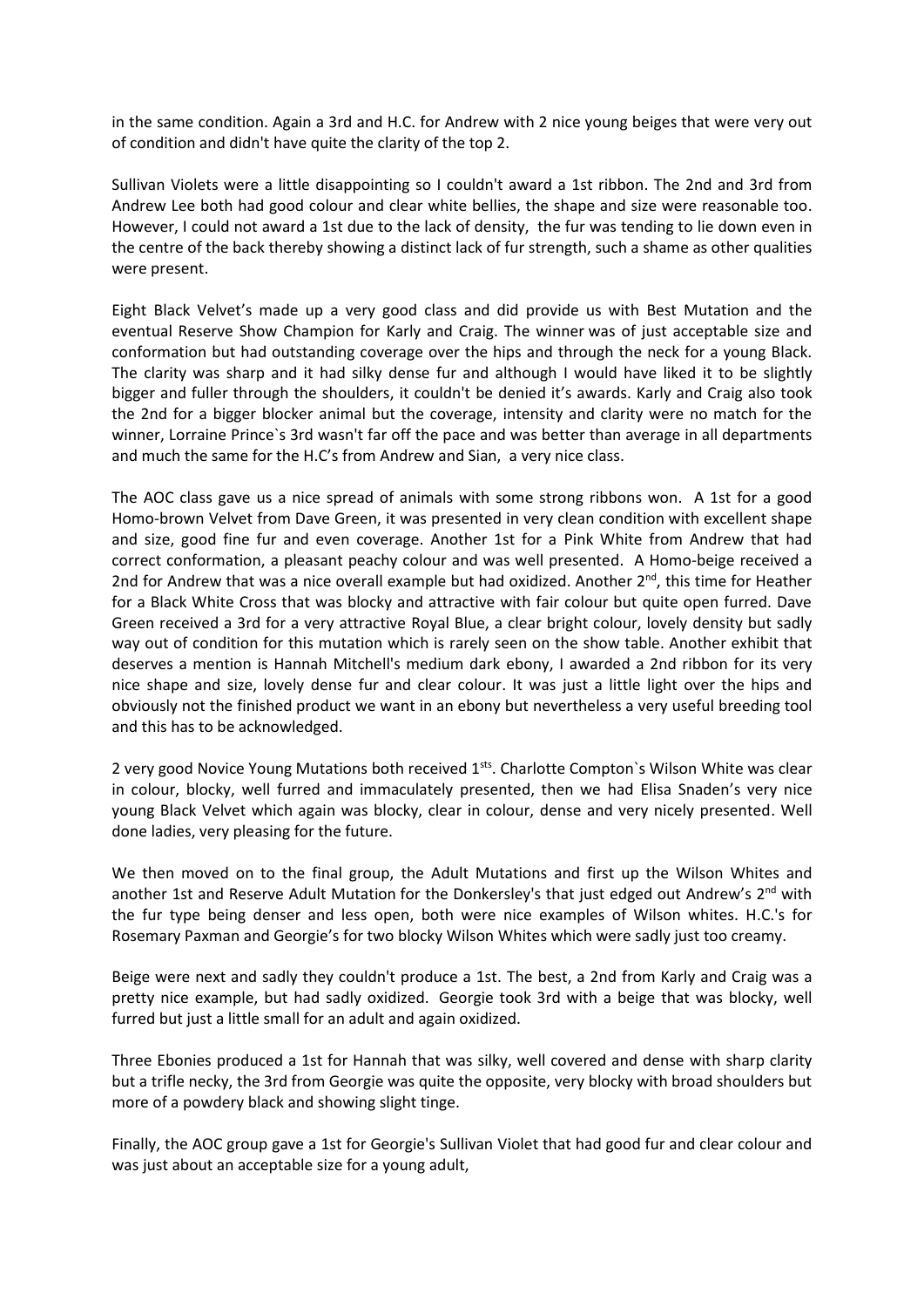in the same condition. Again a 3rd and H.C. for Andrew with 2 nice young beiges that were very out of condition and didn't have quite the clarity of the top 2.

Sullivan Violets were a little disappointing so I couldn't award a 1st ribbon. The 2nd and 3rd from Andrew Lee both had good colour and clear white bellies, the shape and size were reasonable too. However, I could not award a 1st due to the lack of density, the fur was tending to lie down even in the centre of the back thereby showing a distinct lack of fur strength, such a shame as other qualities were present.

Eight Black Velvet's made up a very good class and did provide us with Best Mutation and the eventual Reserve Show Champion for Karly and Craig. The winner was of just acceptable size and conformation but had outstanding coverage over the hips and through the neck for a young Black. The clarity was sharp and it had silky dense fur and although I would have liked it to be slightly bigger and fuller through the shoulders, it couldn't be denied it's awards. Karly and Craig also took the 2nd for a bigger blocker animal but the coverage, intensity and clarity were no match for the winner, Lorraine Prince`s 3rd wasn't far off the pace and was better than average in all departments and much the same for the H.C's from Andrew and Sian, a very nice class.

The AOC class gave us a nice spread of animals with some strong ribbons won. A 1st for a good Homo-brown Velvet from Dave Green, it was presented in very clean condition with excellent shape and size, good fine fur and even coverage. Another 1st for a Pink White from Andrew that had correct conformation, a pleasant peachy colour and was well presented. A Homo-beige received a 2nd for Andrew that was a nice overall example but had oxidized. Another 2nd, this time for Heather for a Black White Cross that was blocky and attractive with fair colour but quite open furred. Dave Green received a 3rd for a very attractive Royal Blue, a clear bright colour, lovely density but sadly way out of condition for this mutation which is rarely seen on the show table. Another exhibit that deserves a mention is Hannah Mitchell's medium dark ebony, I awarded a 2nd ribbon for its very nice shape and size, lovely dense fur and clear colour. It was just a little light over the hips and obviously not the finished product we want in an ebony but nevertheless a very useful breeding tool and this has to be acknowledged.

2 very good Novice Young Mutations both received 1sts. Charlotte Compton`s Wilson White was clear in colour, blocky, well furred and immaculately presented, then we had Elisa Snaden's very nice young Black Velvet which again was blocky, clear in colour, dense and very nicely presented. Well done ladies, very pleasing for the future.

We then moved on to the final group, the Adult Mutations and first up the Wilson Whites and another 1st and Reserve Adult Mutation for the Donkersley's that just edged out Andrew's 2nd with the fur type being denser and less open, both were nice examples of Wilson whites. H.C.'s for Rosemary Paxman and Georgie's for two blocky Wilson Whites which were sadly just too creamy.

Beige were next and sadly they couldn't produce a 1st. The best, a 2nd from Karly and Craig was a pretty nice example, but had sadly oxidized. Georgie took 3rd with a beige that was blocky, well furred but just a little small for an adult and again oxidized.

Three Ebonies produced a 1st for Hannah that was silky, well covered and dense with sharp clarity but a trifle necky, the 3rd from Georgie was quite the opposite, very blocky with broad shoulders but more of a powdery black and showing slight tinge.

Finally, the AOC group gave a 1st for Georgie's Sullivan Violet that had good fur and clear colour and was just about an acceptable size for a young adult,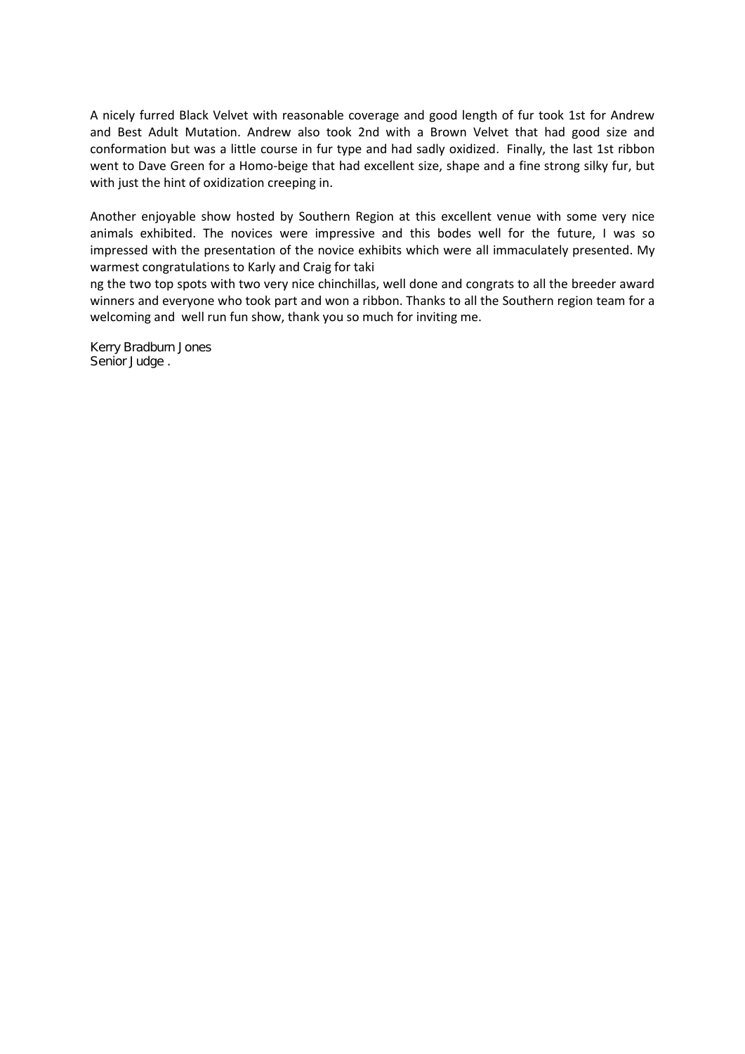A nicely furred Black Velvet with reasonable coverage and good length of fur took 1st for Andrew and Best Adult Mutation. Andrew also took 2nd with a Brown Velvet that had good size and conformation but was a little course in fur type and had sadly oxidized. Finally, the last 1st ribbon went to Dave Green for a Homo-beige that had excellent size, shape and a fine strong silky fur, but with just the hint of oxidization creeping in.

Another enjoyable show hosted by Southern Region at this excellent venue with some very nice animals exhibited. The novices were impressive and this bodes well for the future, I was so impressed with the presentation of the novice exhibits which were all immaculately presented. My warmest congratulations to Karly and Craig for taki
ng the two top spots with two very nice chinchillas, well done and congrats to all the breeder award winners and everyone who took part and won a ribbon. Thanks to all the Southern region team for a welcoming and well run fun show, thank you so much for inviting me.

Kerry Bradburn Jones
Senior Judge .